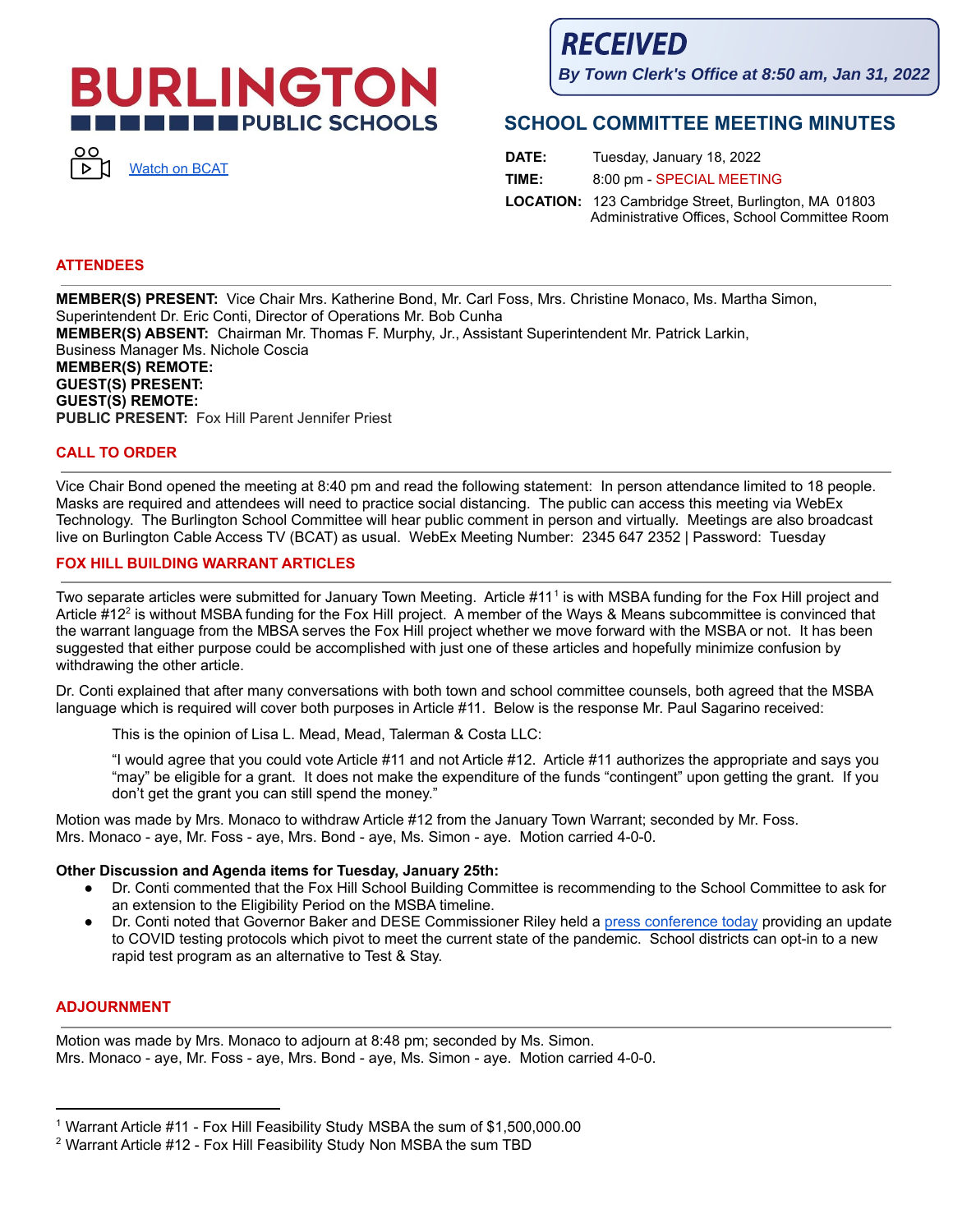# BURLINGTON PUBLIC SCHOOLS

Watch on BCAT

**RECEIVED**
*By Town Clerk's Office at 8:50 am, Jan 31, 2022*

## SCHOOL COMMITTEE MEETING MINUTES

**DATE:** Tuesday, January 18, 2022
**TIME:** 8:00 pm - SPECIAL MEETING
**LOCATION:** 123 Cambridge Street, Burlington, MA 01803
Administrative Offices, School Committee Room

### ATTENDEES

**MEMBER(S) PRESENT:** Vice Chair Mrs. Katherine Bond, Mr. Carl Foss, Mrs. Christine Monaco, Ms. Martha Simon, Superintendent Dr. Eric Conti, Director of Operations Mr. Bob Cunha
**MEMBER(S) ABSENT:** Chairman Mr. Thomas F. Murphy, Jr., Assistant Superintendent Mr. Patrick Larkin, Business Manager Ms. Nichole Coscia
**MEMBER(S) REMOTE:**
**GUEST(S) PRESENT:**
**GUEST(S) REMOTE:**
**PUBLIC PRESENT:** Fox Hill Parent Jennifer Priest

### CALL TO ORDER

Vice Chair Bond opened the meeting at 8:40 pm and read the following statement: In person attendance limited to 18 people. Masks are required and attendees will need to practice social distancing. The public can access this meeting via WebEx Technology. The Burlington School Committee will hear public comment in person and virtually. Meetings are also broadcast live on Burlington Cable Access TV (BCAT) as usual. WebEx Meeting Number: 2345 647 2352 | Password: Tuesday

### FOX HILL BUILDING WARRANT ARTICLES

Two separate articles were submitted for January Town Meeting. Article #11[1] is with MSBA funding for the Fox Hill project and Article #12[2] is without MSBA funding for the Fox Hill project. A member of the Ways & Means subcommittee is convinced that the warrant language from the MBSA serves the Fox Hill project whether we move forward with the MSBA or not. It has been suggested that either purpose could be accomplished with just one of these articles and hopefully minimize confusion by withdrawing the other article.

Dr. Conti explained that after many conversations with both town and school committee counsels, both agreed that the MSBA language which is required will cover both purposes in Article #11. Below is the response Mr. Paul Sagarino received:

> This is the opinion of Lisa L. Mead, Mead, Talerman & Costa LLC:
>
> "I would agree that you could vote Article #11 and not Article #12. Article #11 authorizes the appropriate and says you "may" be eligible for a grant. It does not make the expenditure of the funds "contingent" upon getting the grant. If you don't get the grant you can still spend the money."

Motion was made by Mrs. Monaco to withdraw Article #12 from the January Town Warrant; seconded by Mr. Foss. Mrs. Monaco - aye, Mr. Foss - aye, Mrs. Bond - aye, Ms. Simon - aye. Motion carried 4-0-0.

**Other Discussion and Agenda items for Tuesday, January 25th:**

- Dr. Conti commented that the Fox Hill School Building Committee is recommending to the School Committee to ask for an extension to the Eligibility Period on the MSBA timeline.
- Dr. Conti noted that Governor Baker and DESE Commissioner Riley held a press conference today providing an update to COVID testing protocols which pivot to meet the current state of the pandemic. School districts can opt-in to a new rapid test program as an alternative to Test & Stay.

### ADJOURNMENT

Motion was made by Mrs. Monaco to adjourn at 8:48 pm; seconded by Ms. Simon.
Mrs. Monaco - aye, Mr. Foss - aye, Mrs. Bond - aye, Ms. Simon - aye. Motion carried 4-0-0.

---

[1] Warrant Article #11 - Fox Hill Feasibility Study MSBA the sum of $1,500,000.00
[2] Warrant Article #12 - Fox Hill Feasibility Study Non MSBA the sum TBD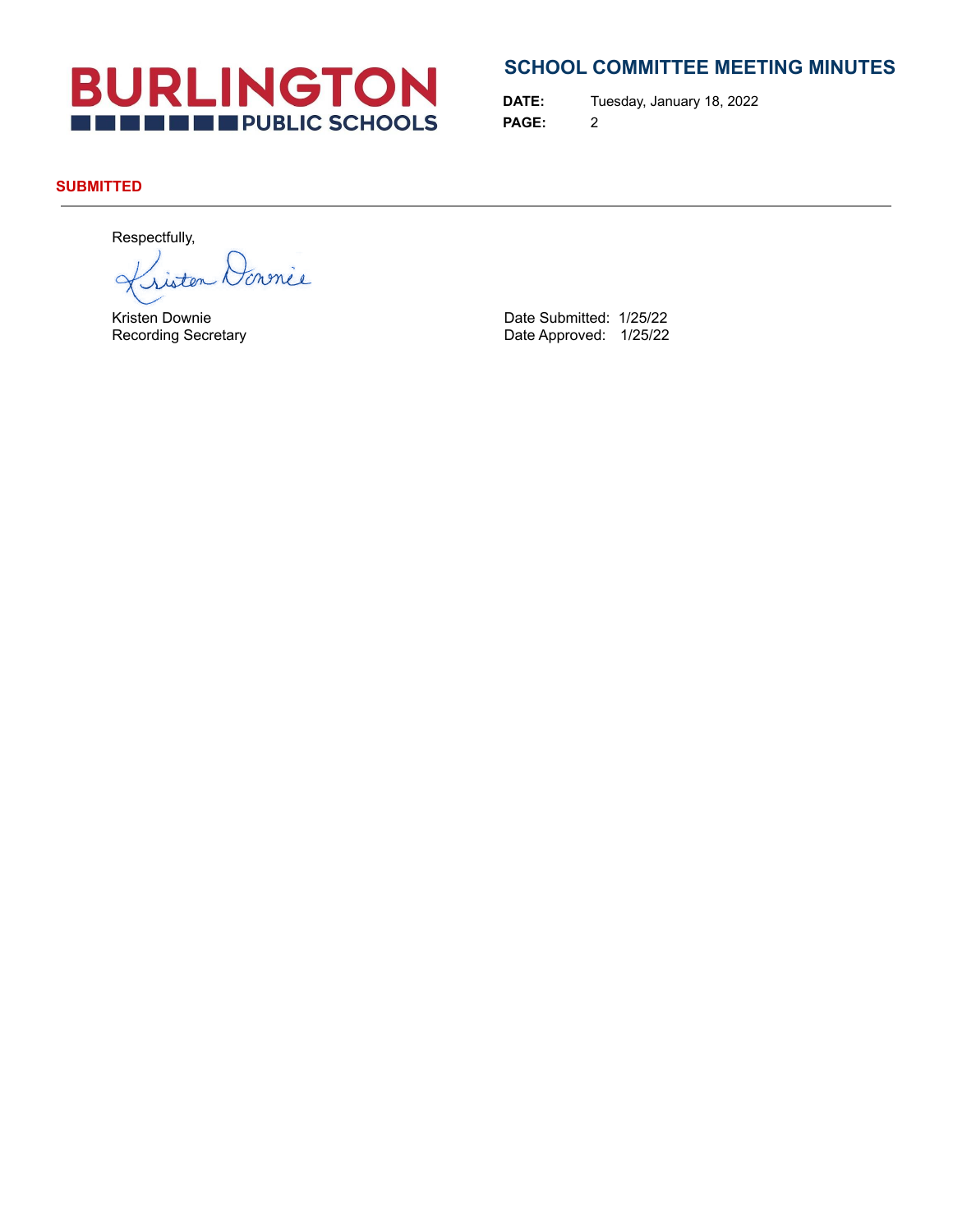**SUBMITTED**

---

Respectfully,

Kristen Downie
Recording Secretary

Date Submitted: 1/25/22
Date Approved: 1/25/22